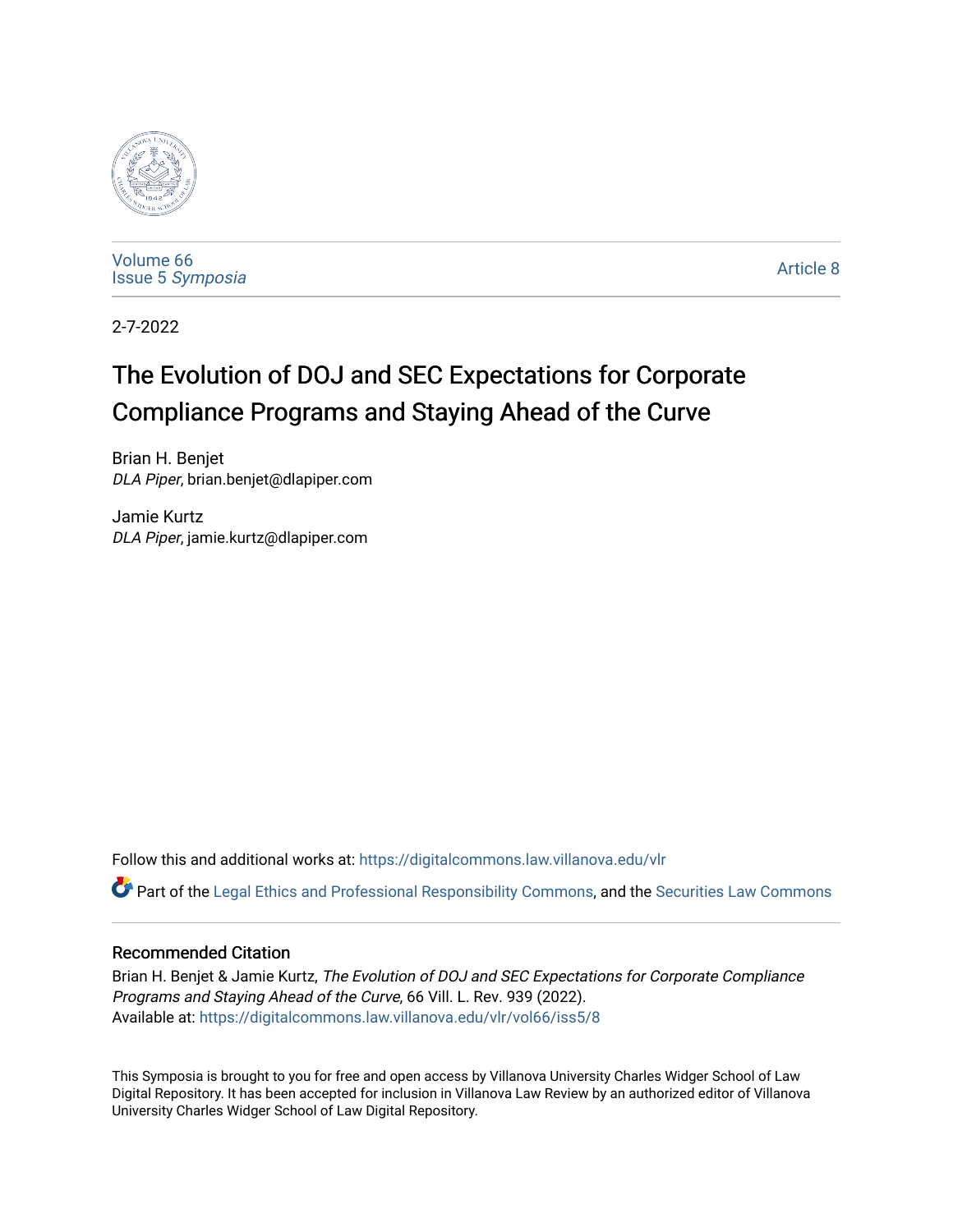Volume 66
Issue 5 *Symposia*

Article 8

2-7-2022

# The Evolution of DOJ and SEC Expectations for Corporate Compliance Programs and Staying Ahead of the Curve

Brian H. Benjet
*DLA Piper*, brian.benjet@dlapiper.com

Jamie Kurtz
*DLA Piper*, jamie.kurtz@dlapiper.com

Follow this and additional works at: https://digitalcommons.law.villanova.edu/vlr

Part of the Legal Ethics and Professional Responsibility Commons, and the Securities Law Commons

## Recommended Citation

Brian H. Benjet & Jamie Kurtz, *The Evolution of DOJ and SEC Expectations for Corporate Compliance Programs and Staying Ahead of the Curve*, 66 Vill. L. Rev. 939 (2022).
Available at: https://digitalcommons.law.villanova.edu/vlr/vol66/iss5/8

This Symposia is brought to you for free and open access by Villanova University Charles Widger School of Law Digital Repository. It has been accepted for inclusion in Villanova Law Review by an authorized editor of Villanova University Charles Widger School of Law Digital Repository.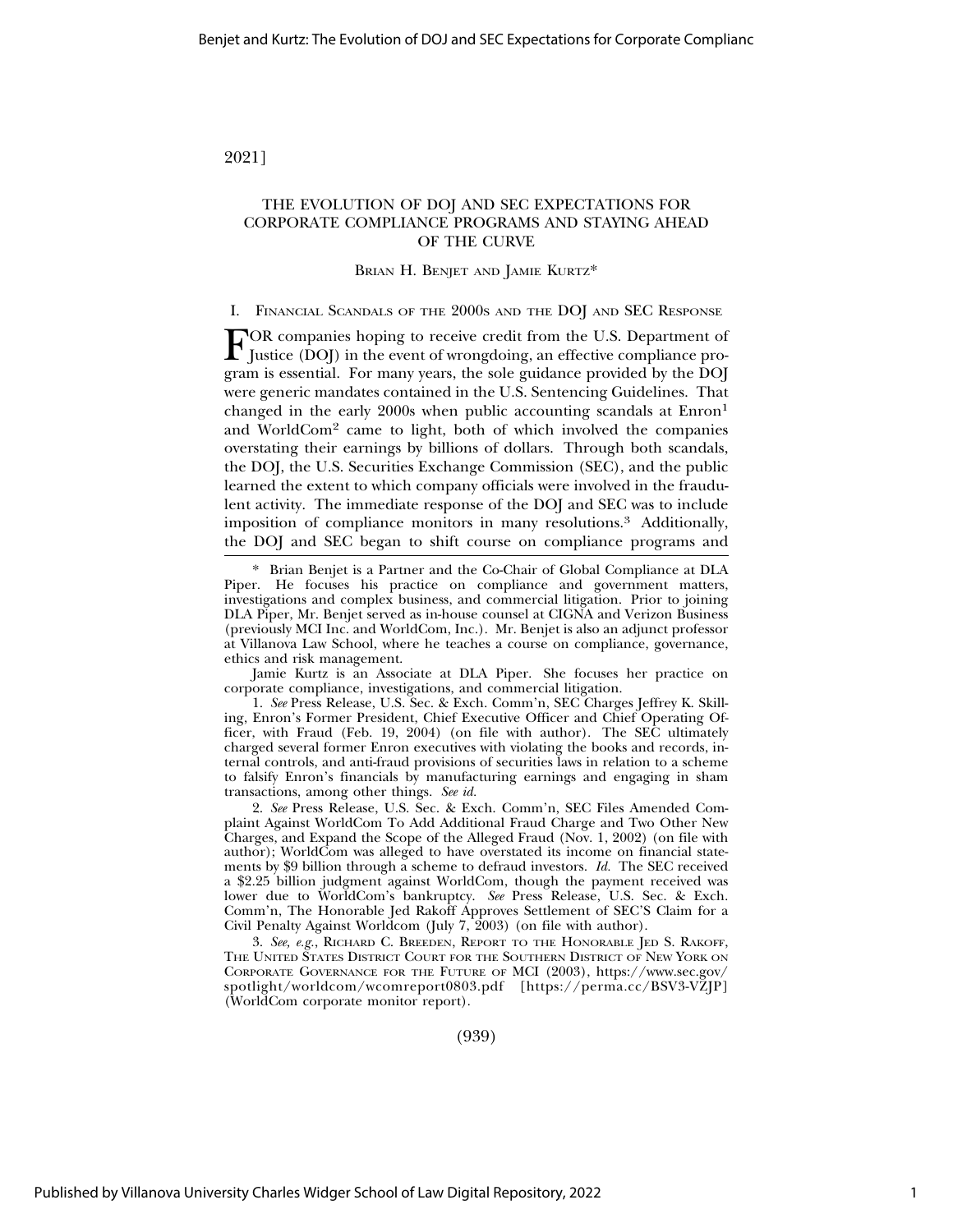# THE EVOLUTION OF DOJ AND SEC EXPECTATIONS FOR CORPORATE COMPLIANCE PROGRAMS AND STAYING AHEAD OF THE CURVE

BRIAN H. BENJET AND JAMIE KURTZ*

## I. FINANCIAL SCANDALS OF THE 2000S AND THE DOJ AND SEC RESPONSE

FOR companies hoping to receive credit from the U.S. Department of Justice (DOJ) in the event of wrongdoing, an effective compliance program is essential. For many years, the sole guidance provided by the DOJ were generic mandates contained in the U.S. Sentencing Guidelines. That changed in the early 2000s when public accounting scandals at Enron[1] and WorldCom[2] came to light, both of which involved the companies overstating their earnings by billions of dollars. Through both scandals, the DOJ, the U.S. Securities Exchange Commission (SEC), and the public learned the extent to which company officials were involved in the fraudulent activity. The immediate response of the DOJ and SEC was to include imposition of compliance monitors in many resolutions.[3] Additionally, the DOJ and SEC began to shift course on compliance programs and

---

\* Brian Benjet is a Partner and the Co-Chair of Global Compliance at DLA Piper. He focuses his practice on compliance and government matters, investigations and complex business, and commercial litigation. Prior to joining DLA Piper, Mr. Benjet served as in-house counsel at CIGNA and Verizon Business (previously MCI Inc. and WorldCom, Inc.). Mr. Benjet is also an adjunct professor at Villanova Law School, where he teaches a course on compliance, governance, ethics and risk management.

Jamie Kurtz is an Associate at DLA Piper. She focuses her practice on corporate compliance, investigations, and commercial litigation.

1. *See* Press Release, U.S. Sec. & Exch. Comm'n, SEC Charges Jeffrey K. Skilling, Enron's Former President, Chief Executive Officer and Chief Operating Officer, with Fraud (Feb. 19, 2004) (on file with author). The SEC ultimately charged several former Enron executives with violating the books and records, internal controls, and anti-fraud provisions of securities laws in relation to a scheme to falsify Enron's financials by manufacturing earnings and engaging in sham transactions, among other things. *See id.*

2. *See* Press Release, U.S. Sec. & Exch. Comm'n, SEC Files Amended Complaint Against WorldCom To Add Additional Fraud Charge and Two Other New Charges, and Expand the Scope of the Alleged Fraud (Nov. 1, 2002) (on file with author); WorldCom was alleged to have overstated its income on financial statements by $9 billion through a scheme to defraud investors. *Id.* The SEC received a $2.25 billion judgment against WorldCom, though the payment received was lower due to WorldCom's bankruptcy. *See* Press Release, U.S. Sec. & Exch. Comm'n, The Honorable Jed Rakoff Approves Settlement of SEC'S Claim for a Civil Penalty Against Worldcom (July 7, 2003) (on file with author).

3. *See, e.g.*, RICHARD C. BREEDEN, REPORT TO THE HONORABLE JED S. RAKOFF, THE UNITED STATES DISTRICT COURT FOR THE SOUTHERN DISTRICT OF NEW YORK ON CORPORATE GOVERNANCE FOR THE FUTURE OF MCI (2003), https://www.sec.gov/spotlight/worldcom/wcomreport0803.pdf [https://perma.cc/BSV3-VZJP] (WorldCom corporate monitor report).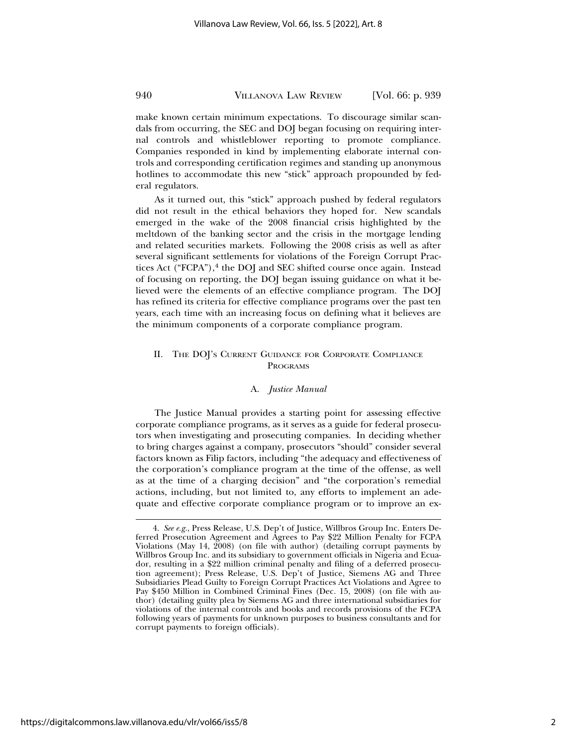make known certain minimum expectations. To discourage similar scandals from occurring, the SEC and DOJ began focusing on requiring internal controls and whistleblower reporting to promote compliance. Companies responded in kind by implementing elaborate internal controls and corresponding certification regimes and standing up anonymous hotlines to accommodate this new "stick" approach propounded by federal regulators.

As it turned out, this "stick" approach pushed by federal regulators did not result in the ethical behaviors they hoped for. New scandals emerged in the wake of the 2008 financial crisis highlighted by the meltdown of the banking sector and the crisis in the mortgage lending and related securities markets. Following the 2008 crisis as well as after several significant settlements for violations of the Foreign Corrupt Practices Act ("FCPA"),[4] the DOJ and SEC shifted course once again. Instead of focusing on reporting, the DOJ began issuing guidance on what it believed were the elements of an effective compliance program. The DOJ has refined its criteria for effective compliance programs over the past ten years, each time with an increasing focus on defining what it believes are the minimum components of a corporate compliance program.

## II. The DOJ's Current Guidance for Corporate Compliance Programs

### A. *Justice Manual*

The Justice Manual provides a starting point for assessing effective corporate compliance programs, as it serves as a guide for federal prosecutors when investigating and prosecuting companies. In deciding whether to bring charges against a company, prosecutors "should" consider several factors known as Filip factors, including "the adequacy and effectiveness of the corporation's compliance program at the time of the offense, as well as at the time of a charging decision" and "the corporation's remedial actions, including, but not limited to, any efforts to implement an adequate and effective corporate compliance program or to improve an ex-

---

4. *See e.g.*, Press Release, U.S. Dep't of Justice, Willbros Group Inc. Enters Deferred Prosecution Agreement and Agrees to Pay $22 Million Penalty for FCPA Violations (May 14, 2008) (on file with author) (detailing corrupt payments by Willbros Group Inc. and its subsidiary to government officials in Nigeria and Ecuador, resulting in a $22 million criminal penalty and filing of a deferred prosecution agreement); Press Release, U.S. Dep't of Justice, Siemens AG and Three Subsidiaries Plead Guilty to Foreign Corrupt Practices Act Violations and Agree to Pay $450 Million in Combined Criminal Fines (Dec. 15, 2008) (on file with author) (detailing guilty plea by Siemens AG and three international subsidiaries for violations of the internal controls and books and records provisions of the FCPA following years of payments for unknown purposes to business consultants and for corrupt payments to foreign officials).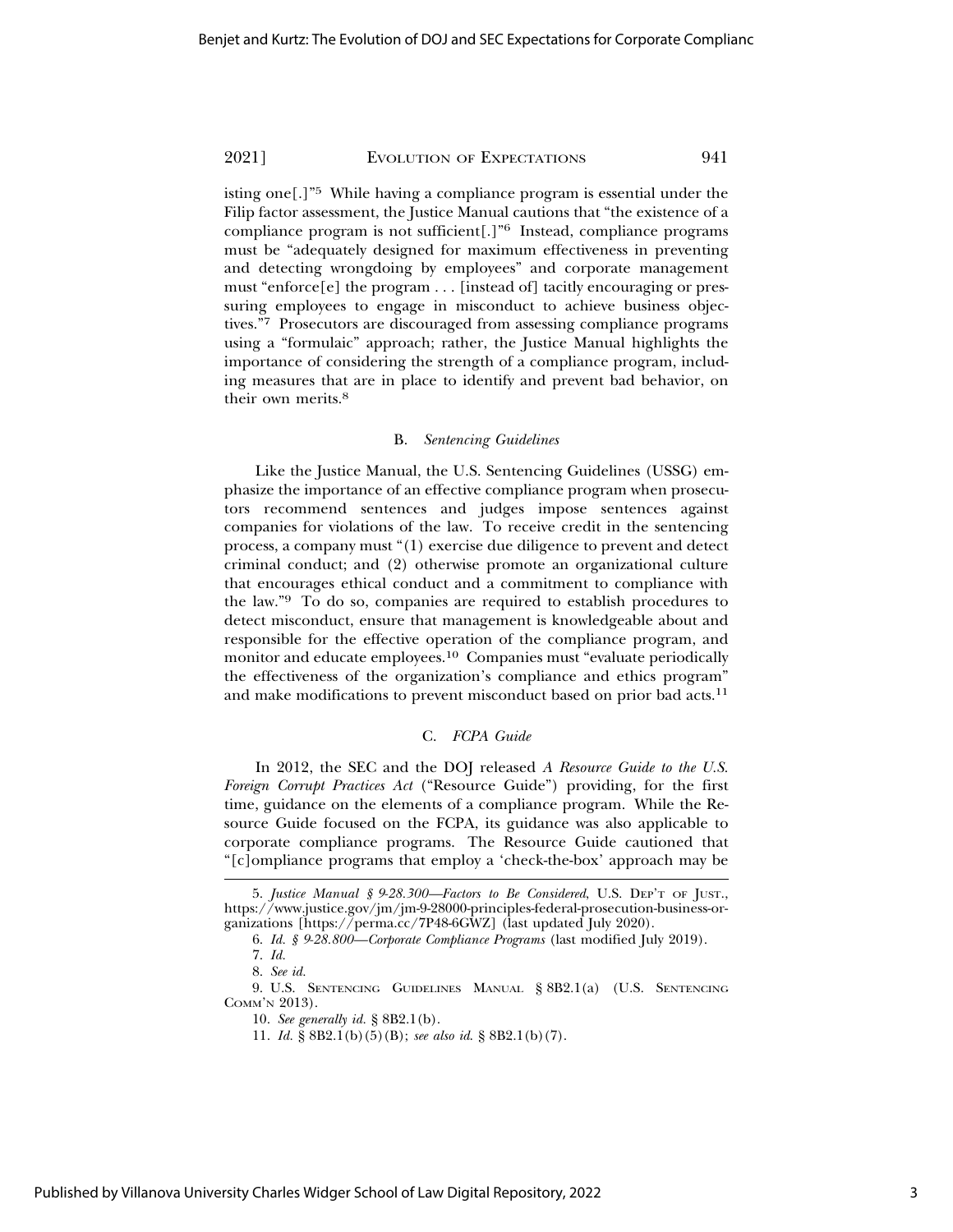isting one[.]"[5] While having a compliance program is essential under the Filip factor assessment, the Justice Manual cautions that "the existence of a compliance program is not sufficient[.]"[6] Instead, compliance programs must be "adequately designed for maximum effectiveness in preventing and detecting wrongdoing by employees" and corporate management must "enforce[e] the program . . . [instead of] tacitly encouraging or pressuring employees to engage in misconduct to achieve business objectives."[7] Prosecutors are discouraged from assessing compliance programs using a "formulaic" approach; rather, the Justice Manual highlights the importance of considering the strength of a compliance program, including measures that are in place to identify and prevent bad behavior, on their own merits.[8]

### B. *Sentencing Guidelines*

Like the Justice Manual, the U.S. Sentencing Guidelines (USSG) emphasize the importance of an effective compliance program when prosecutors recommend sentences and judges impose sentences against companies for violations of the law. To receive credit in the sentencing process, a company must "(1) exercise due diligence to prevent and detect criminal conduct; and (2) otherwise promote an organizational culture that encourages ethical conduct and a commitment to compliance with the law."[9] To do so, companies are required to establish procedures to detect misconduct, ensure that management is knowledgeable about and responsible for the effective operation of the compliance program, and monitor and educate employees.[10] Companies must "evaluate periodically the effectiveness of the organization's compliance and ethics program" and make modifications to prevent misconduct based on prior bad acts.[11]

### C. *FCPA Guide*

In 2012, the SEC and the DOJ released *A Resource Guide to the U.S. Foreign Corrupt Practices Act* ("Resource Guide") providing, for the first time, guidance on the elements of a compliance program. While the Resource Guide focused on the FCPA, its guidance was also applicable to corporate compliance programs. The Resource Guide cautioned that "[c]ompliance programs that employ a 'check-the-box' approach may be

---

5. *Justice Manual § 9-28.300—Factors to Be Considered*, U.S. DEP'T OF JUST., https://www.justice.gov/jm/jm-9-28000-principles-federal-prosecution-business-organizations [https://perma.cc/7P48-6GWZ] (last updated July 2020).

6. *Id. § 9-28.800—Corporate Compliance Programs* (last modified July 2019).

7. *Id.*

8. *See id.*

9. U.S. SENTENCING GUIDELINES MANUAL § 8B2.1(a) (U.S. SENTENCING COMM'N 2013).

10. *See generally id.* § 8B2.1(b).

11. *Id.* § 8B2.1(b)(5)(B); *see also id.* § 8B2.1(b)(7).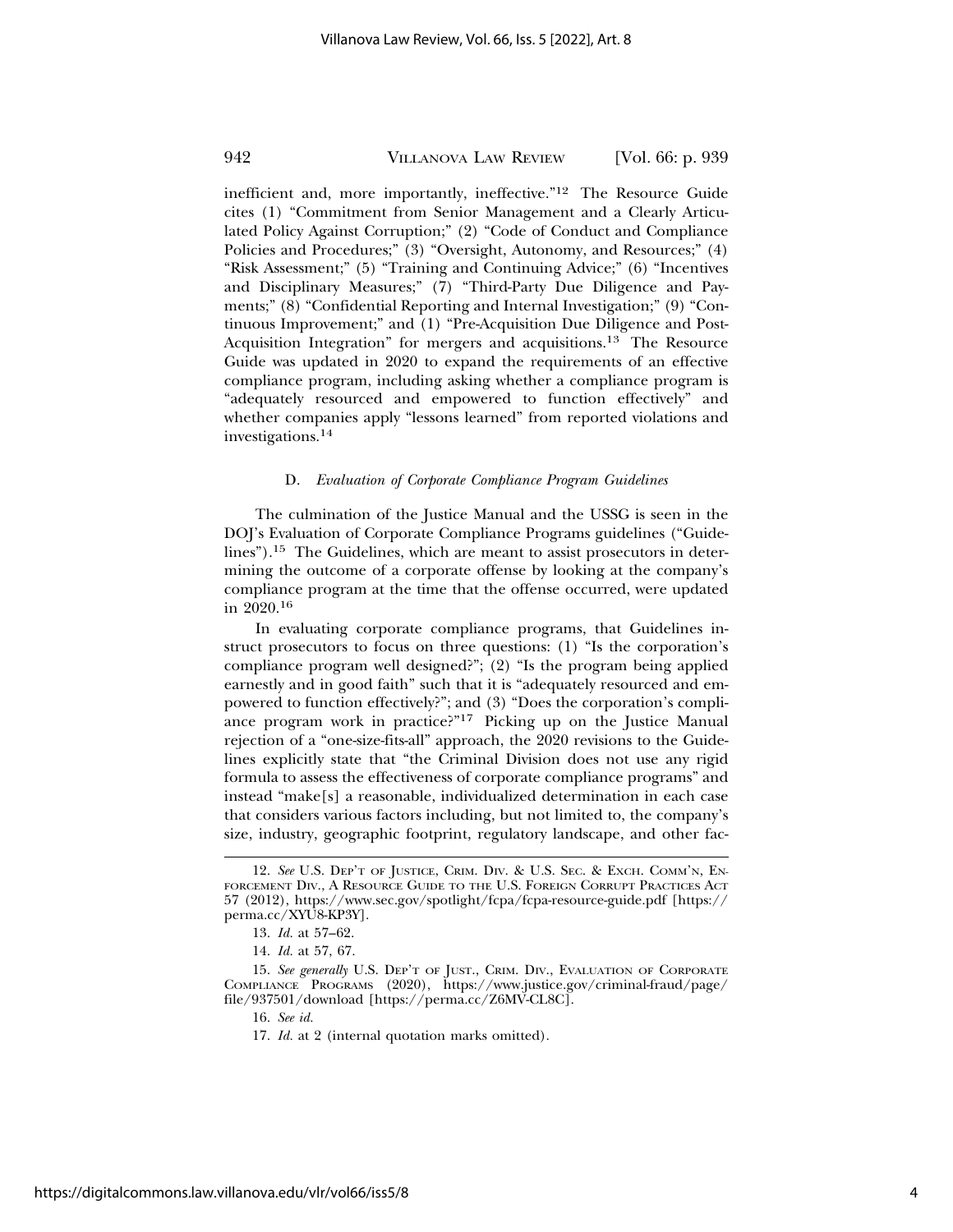inefficient and, more importantly, ineffective."[12] The Resource Guide cites (1) "Commitment from Senior Management and a Clearly Articulated Policy Against Corruption;" (2) "Code of Conduct and Compliance Policies and Procedures;" (3) "Oversight, Autonomy, and Resources;" (4) "Risk Assessment;" (5) "Training and Continuing Advice;" (6) "Incentives and Disciplinary Measures;" (7) "Third-Party Due Diligence and Payments;" (8) "Confidential Reporting and Internal Investigation;" (9) "Continuous Improvement;" and (1) "Pre-Acquisition Due Diligence and Post-Acquisition Integration" for mergers and acquisitions.[13] The Resource Guide was updated in 2020 to expand the requirements of an effective compliance program, including asking whether a compliance program is "adequately resourced and empowered to function effectively" and whether companies apply "lessons learned" from reported violations and investigations.[14]

### D. *Evaluation of Corporate Compliance Program Guidelines*

The culmination of the Justice Manual and the USSG is seen in the DOJ's Evaluation of Corporate Compliance Programs guidelines ("Guidelines").[15] The Guidelines, which are meant to assist prosecutors in determining the outcome of a corporate offense by looking at the company's compliance program at the time that the offense occurred, were updated in 2020.[16]

In evaluating corporate compliance programs, that Guidelines instruct prosecutors to focus on three questions: (1) "Is the corporation's compliance program well designed?"; (2) "Is the program being applied earnestly and in good faith" such that it is "adequately resourced and empowered to function effectively?"; and (3) "Does the corporation's compliance program work in practice?"[17] Picking up on the Justice Manual rejection of a "one-size-fits-all" approach, the 2020 revisions to the Guidelines explicitly state that "the Criminal Division does not use any rigid formula to assess the effectiveness of corporate compliance programs" and instead "make[s] a reasonable, individualized determination in each case that considers various factors including, but not limited to, the company's size, industry, geographic footprint, regulatory landscape, and other fac-

---

12. *See* U.S. Dep't of Justice, Crim. Div. & U.S. Sec. & Exch. Comm'n, Enforcement Div., A Resource Guide to the U.S. Foreign Corrupt Practices Act 57 (2012), https://www.sec.gov/spotlight/fcpa/fcpa-resource-guide.pdf [https://perma.cc/XYU8-KP3Y].

13. *Id.* at 57–62.

14. *Id.* at 57, 67.

15. *See generally* U.S. Dep't of Just., Crim. Div., Evaluation of Corporate Compliance Programs (2020), https://www.justice.gov/criminal-fraud/page/file/937501/download [https://perma.cc/Z6MV-CL8C].

16. *See id.*

17. *Id.* at 2 (internal quotation marks omitted).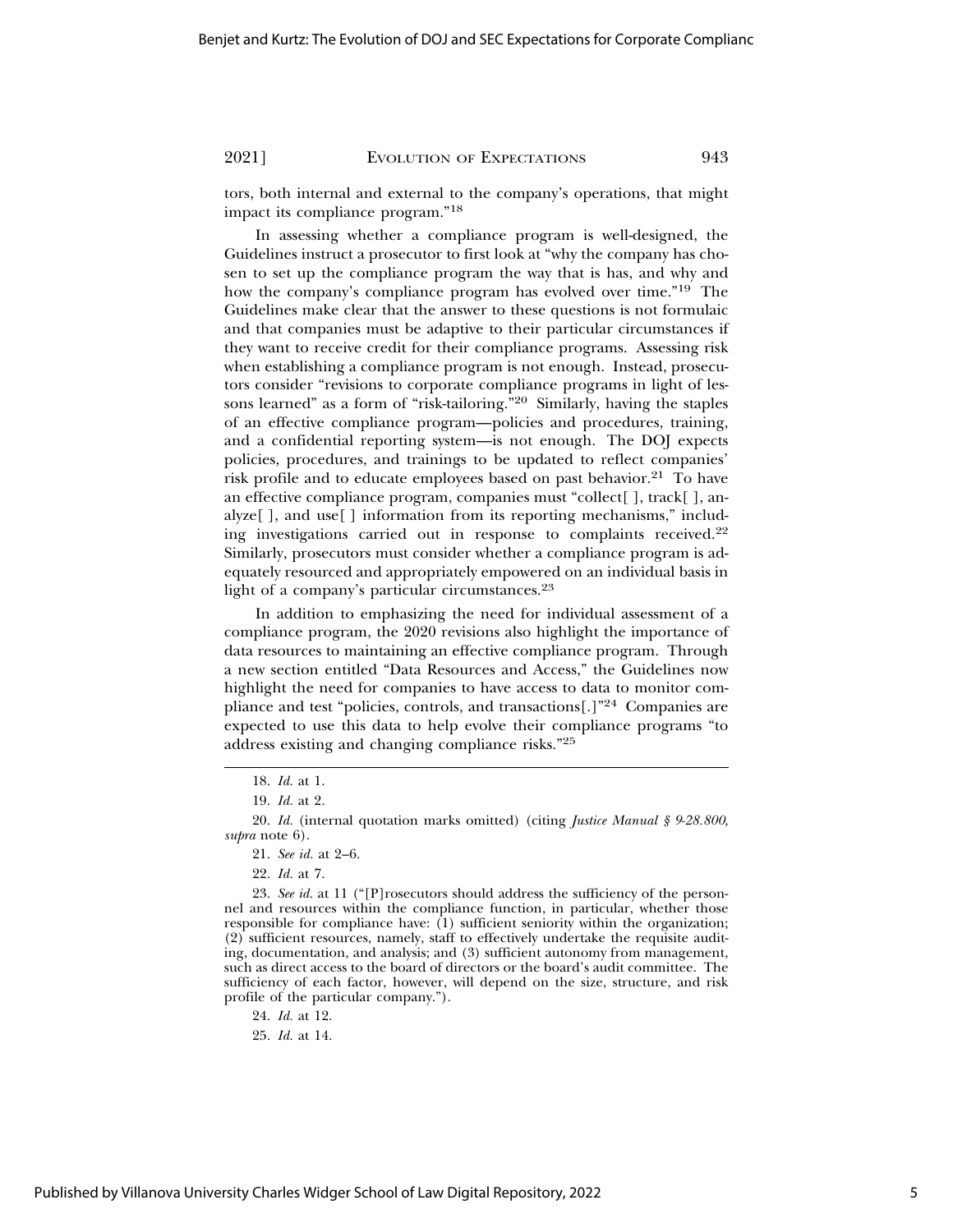tors, both internal and external to the company's operations, that might impact its compliance program."[18]

In assessing whether a compliance program is well-designed, the Guidelines instruct a prosecutor to first look at "why the company has chosen to set up the compliance program the way that is has, and why and how the company's compliance program has evolved over time."[19] The Guidelines make clear that the answer to these questions is not formulaic and that companies must be adaptive to their particular circumstances if they want to receive credit for their compliance programs. Assessing risk when establishing a compliance program is not enough. Instead, prosecutors consider "revisions to corporate compliance programs in light of lessons learned" as a form of "risk-tailoring."[20] Similarly, having the staples of an effective compliance program—policies and procedures, training, and a confidential reporting system—is not enough. The DOJ expects policies, procedures, and trainings to be updated to reflect companies' risk profile and to educate employees based on past behavior.[21] To have an effective compliance program, companies must "collect[ ], track[ ], analyze[ ], and use[ ] information from its reporting mechanisms," including investigations carried out in response to complaints received.[22] Similarly, prosecutors must consider whether a compliance program is adequately resourced and appropriately empowered on an individual basis in light of a company's particular circumstances.[23]

In addition to emphasizing the need for individual assessment of a compliance program, the 2020 revisions also highlight the importance of data resources to maintaining an effective compliance program. Through a new section entitled "Data Resources and Access," the Guidelines now highlight the need for companies to have access to data to monitor compliance and test "policies, controls, and transactions[.]"[24] Companies are expected to use this data to help evolve their compliance programs "to address existing and changing compliance risks."[25]

---

18. *Id.* at 1.

19. *Id.* at 2.

20. *Id.* (internal quotation marks omitted) (citing *Justice Manual § 9-28.800*, *supra* note 6).

21. *See id.* at 2–6.

22. *Id.* at 7.

23. *See id.* at 11 ("[P]rosecutors should address the sufficiency of the personnel and resources within the compliance function, in particular, whether those responsible for compliance have: (1) sufficient seniority within the organization; (2) sufficient resources, namely, staff to effectively undertake the requisite auditing, documentation, and analysis; and (3) sufficient autonomy from management, such as direct access to the board of directors or the board's audit committee. The sufficiency of each factor, however, will depend on the size, structure, and risk profile of the particular company.").

24. *Id.* at 12.

25. *Id.* at 14.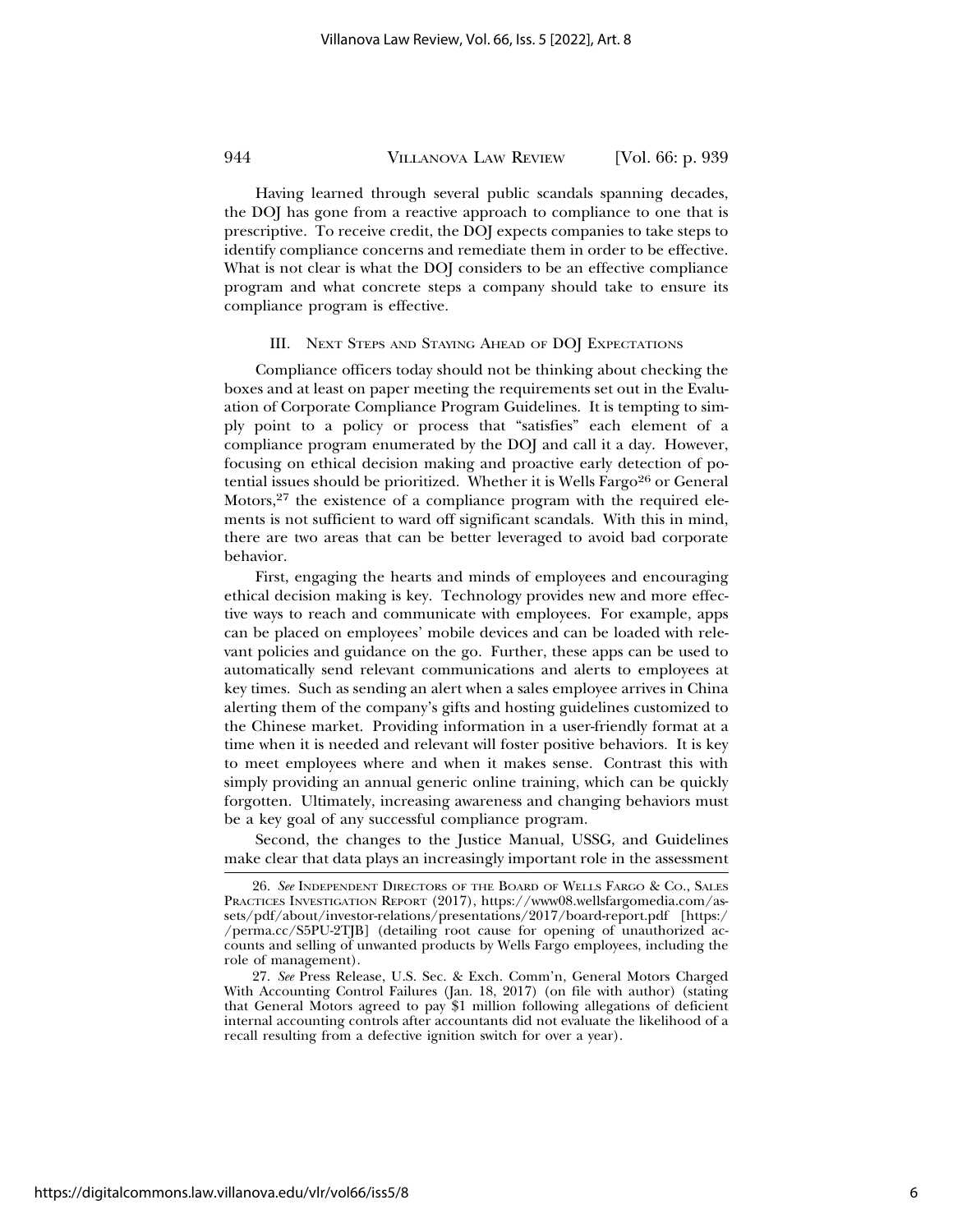Having learned through several public scandals spanning decades, the DOJ has gone from a reactive approach to compliance to one that is prescriptive. To receive credit, the DOJ expects companies to take steps to identify compliance concerns and remediate them in order to be effective. What is not clear is what the DOJ considers to be an effective compliance program and what concrete steps a company should take to ensure its compliance program is effective.

## III. Next Steps and Staying Ahead of DOJ Expectations

Compliance officers today should not be thinking about checking the boxes and at least on paper meeting the requirements set out in the Evaluation of Corporate Compliance Program Guidelines. It is tempting to simply point to a policy or process that "satisfies" each element of a compliance program enumerated by the DOJ and call it a day. However, focusing on ethical decision making and proactive early detection of potential issues should be prioritized. Whether it is Wells Fargo[26] or General Motors,[27] the existence of a compliance program with the required elements is not sufficient to ward off significant scandals. With this in mind, there are two areas that can be better leveraged to avoid bad corporate behavior.

First, engaging the hearts and minds of employees and encouraging ethical decision making is key. Technology provides new and more effective ways to reach and communicate with employees. For example, apps can be placed on employees' mobile devices and can be loaded with relevant policies and guidance on the go. Further, these apps can be used to automatically send relevant communications and alerts to employees at key times. Such as sending an alert when a sales employee arrives in China alerting them of the company's gifts and hosting guidelines customized to the Chinese market. Providing information in a user-friendly format at a time when it is needed and relevant will foster positive behaviors. It is key to meet employees where and when it makes sense. Contrast this with simply providing an annual generic online training, which can be quickly forgotten. Ultimately, increasing awareness and changing behaviors must be a key goal of any successful compliance program.

Second, the changes to the Justice Manual, USSG, and Guidelines make clear that data plays an increasingly important role in the assessment

---

26. *See* Independent Directors of the Board of Wells Fargo & Co., Sales Practices Investigation Report (2017), https://www08.wellsfargomedia.com/assets/pdf/about/investor-relations/presentations/2017/board-report.pdf [https://perma.cc/S5PU-2TJB] (detailing root cause for opening of unauthorized accounts and selling of unwanted products by Wells Fargo employees, including the role of management).

27. *See* Press Release, U.S. Sec. & Exch. Comm'n, General Motors Charged With Accounting Control Failures (Jan. 18, 2017) (on file with author) (stating that General Motors agreed to pay $1 million following allegations of deficient internal accounting controls after accountants did not evaluate the likelihood of a recall resulting from a defective ignition switch for over a year).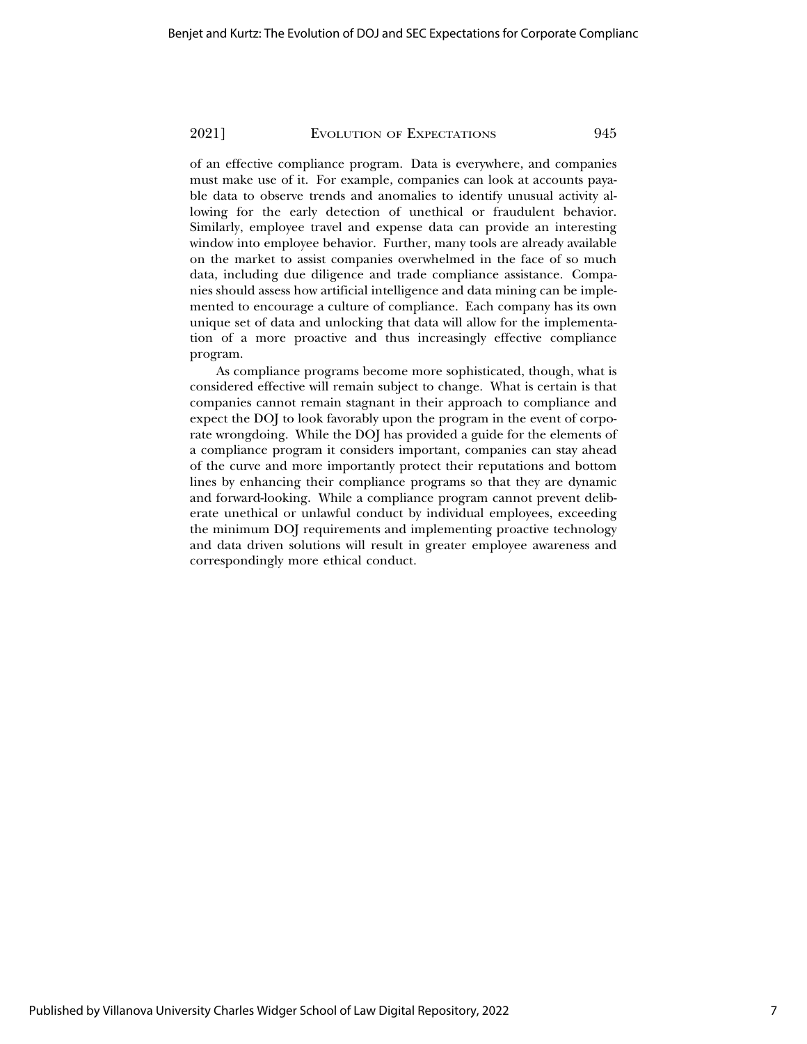of an effective compliance program. Data is everywhere, and companies must make use of it. For example, companies can look at accounts payable data to observe trends and anomalies to identify unusual activity allowing for the early detection of unethical or fraudulent behavior. Similarly, employee travel and expense data can provide an interesting window into employee behavior. Further, many tools are already available on the market to assist companies overwhelmed in the face of so much data, including due diligence and trade compliance assistance. Companies should assess how artificial intelligence and data mining can be implemented to encourage a culture of compliance. Each company has its own unique set of data and unlocking that data will allow for the implementation of a more proactive and thus increasingly effective compliance program.

As compliance programs become more sophisticated, though, what is considered effective will remain subject to change. What is certain is that companies cannot remain stagnant in their approach to compliance and expect the DOJ to look favorably upon the program in the event of corporate wrongdoing. While the DOJ has provided a guide for the elements of a compliance program it considers important, companies can stay ahead of the curve and more importantly protect their reputations and bottom lines by enhancing their compliance programs so that they are dynamic and forward-looking. While a compliance program cannot prevent deliberate unethical or unlawful conduct by individual employees, exceeding the minimum DOJ requirements and implementing proactive technology and data driven solutions will result in greater employee awareness and correspondingly more ethical conduct.